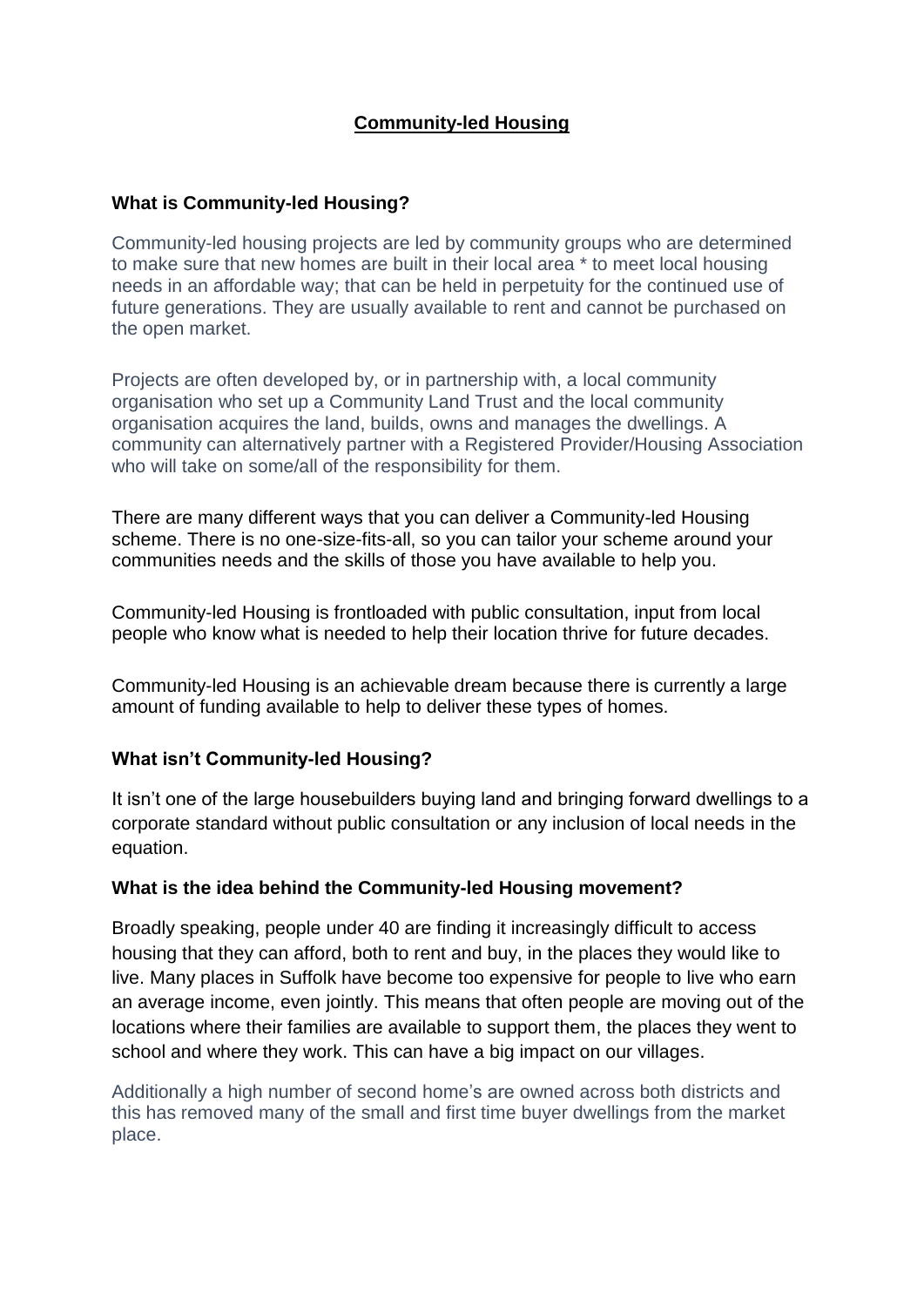# Community-led Housing

## What is Community-led Housing?

Community-led housing projects are led by community groups who are determined to make sure that new homes are built in their local area * to meet local housing needs in an affordable way; that can be held in perpetuity for the continued use of future generations. They are usually available to rent and cannot be purchased on the open market.

Projects are often developed by, or in partnership with, a local community organisation who set up a Community Land Trust and the local community organisation acquires the land, builds, owns and manages the dwellings. A community can alternatively partner with a Registered Provider/Housing Association who will take on some/all of the responsibility for them.

There are many different ways that you can deliver a Community-led Housing scheme. There is no one-size-fits-all, so you can tailor your scheme around your communities needs and the skills of those you have available to help you.

Community-led Housing is frontloaded with public consultation, input from local people who know what is needed to help their location thrive for future decades.

Community-led Housing is an achievable dream because there is currently a large amount of funding available to help to deliver these types of homes.

## What isn't Community-led Housing?

It isn't one of the large housebuilders buying land and bringing forward dwellings to a corporate standard without public consultation or any inclusion of local needs in the equation.

## What is the idea behind the Community-led Housing movement?

Broadly speaking, people under 40 are finding it increasingly difficult to access housing that they can afford, both to rent and buy, in the places they would like to live. Many places in Suffolk have become too expensive for people to live who earn an average income, even jointly. This means that often people are moving out of the locations where their families are available to support them, the places they went to school and where they work. This can have a big impact on our villages.

Additionally a high number of second home's are owned across both districts and this has removed many of the small and first time buyer dwellings from the market place.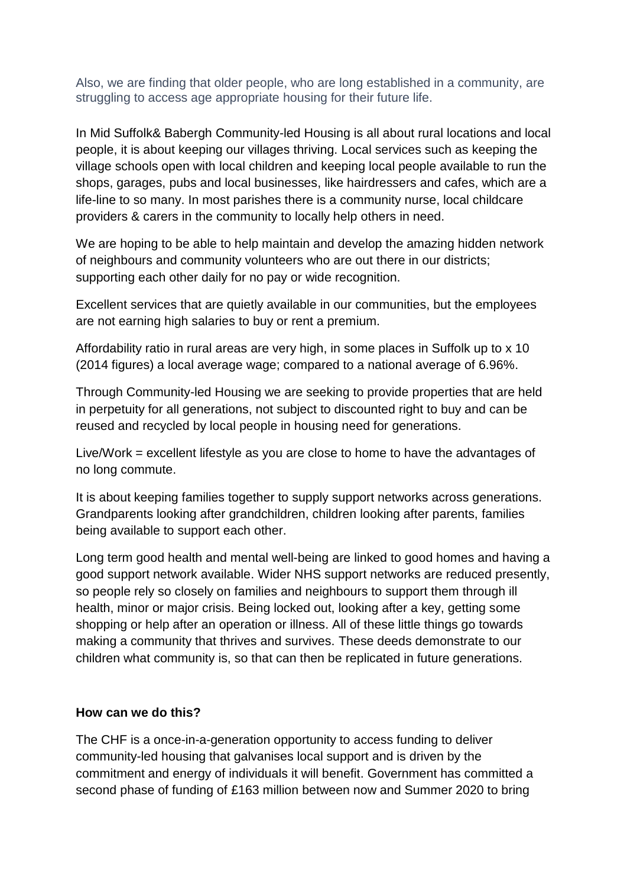Also, we are finding that older people, who are long established in a community, are struggling to access age appropriate housing for their future life.

In Mid Suffolk& Babergh Community-led Housing is all about rural locations and local people, it is about keeping our villages thriving. Local services such as keeping the village schools open with local children and keeping local people available to run the shops, garages, pubs and local businesses, like hairdressers and cafes, which are a life-line to so many. In most parishes there is a community nurse, local childcare providers & carers in the community to locally help others in need.

We are hoping to be able to help maintain and develop the amazing hidden network of neighbours and community volunteers who are out there in our districts; supporting each other daily for no pay or wide recognition.

Excellent services that are quietly available in our communities, but the employees are not earning high salaries to buy or rent a premium.

Affordability ratio in rural areas are very high, in some places in Suffolk up to x 10 (2014 figures) a local average wage; compared to a national average of 6.96%.

Through Community-led Housing we are seeking to provide properties that are held in perpetuity for all generations, not subject to discounted right to buy and can be reused and recycled by local people in housing need for generations.

Live/Work = excellent lifestyle as you are close to home to have the advantages of no long commute.

It is about keeping families together to supply support networks across generations. Grandparents looking after grandchildren, children looking after parents, families being available to support each other.

Long term good health and mental well-being are linked to good homes and having a good support network available. Wider NHS support networks are reduced presently, so people rely so closely on families and neighbours to support them through ill health, minor or major crisis. Being locked out, looking after a key, getting some shopping or help after an operation or illness. All of these little things go towards making a community that thrives and survives. These deeds demonstrate to our children what community is, so that can then be replicated in future generations.

**How can we do this?**

The CHF is a once-in-a-generation opportunity to access funding to deliver community-led housing that galvanises local support and is driven by the commitment and energy of individuals it will benefit. Government has committed a second phase of funding of £163 million between now and Summer 2020 to bring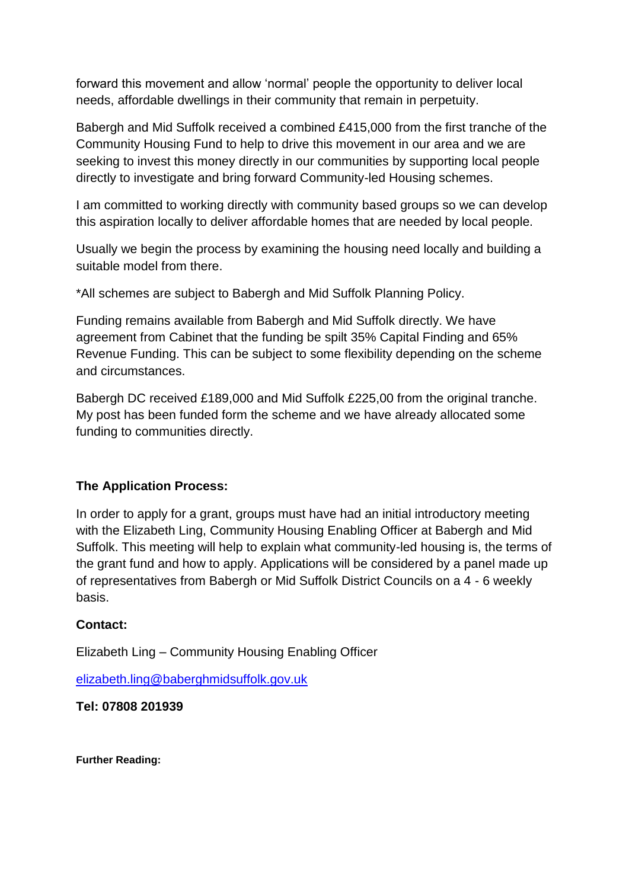forward this movement and allow 'normal' people the opportunity to deliver local needs, affordable dwellings in their community that remain in perpetuity.

Babergh and Mid Suffolk received a combined £415,000 from the first tranche of the Community Housing Fund to help to drive this movement in our area and we are seeking to invest this money directly in our communities by supporting local people directly to investigate and bring forward Community-led Housing schemes.

I am committed to working directly with community based groups so we can develop this aspiration locally to deliver affordable homes that are needed by local people.

Usually we begin the process by examining the housing need locally and building a suitable model from there.

*All schemes are subject to Babergh and Mid Suffolk Planning Policy.

Funding remains available from Babergh and Mid Suffolk directly. We have agreement from Cabinet that the funding be spilt 35% Capital Finding and 65% Revenue Funding. This can be subject to some flexibility depending on the scheme and circumstances.

Babergh DC received £189,000 and Mid Suffolk £225,00 from the original tranche. My post has been funded form the scheme and we have already allocated some funding to communities directly.

**The Application Process:**

In order to apply for a grant, groups must have had an initial introductory meeting with the Elizabeth Ling, Community Housing Enabling Officer at Babergh and Mid Suffolk. This meeting will help to explain what community-led housing is, the terms of the grant fund and how to apply. Applications will be considered by a panel made up of representatives from Babergh or Mid Suffolk District Councils on a 4 - 6 weekly basis.

**Contact:**

Elizabeth Ling – Community Housing Enabling Officer

elizabeth.ling@baberghmidsuffolk.gov.uk

**Tel: 07808 201939**

**Further Reading:**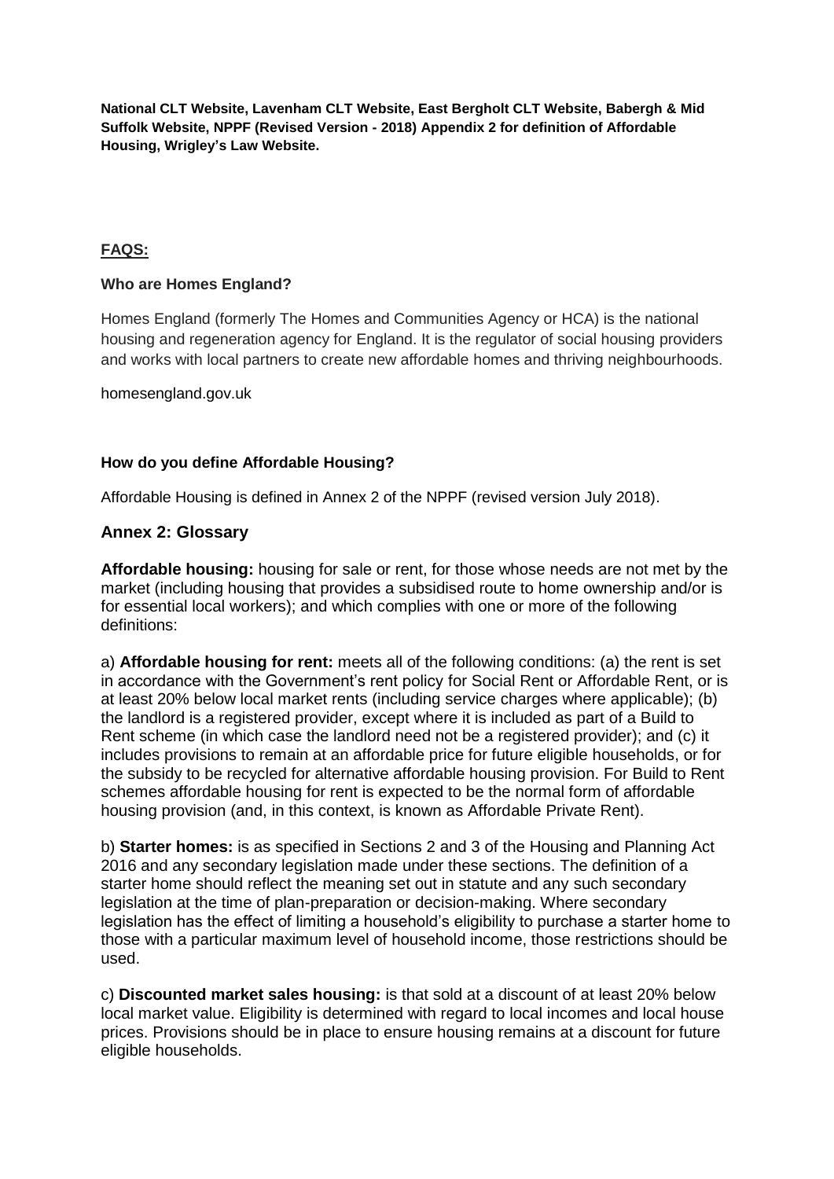**National CLT Website, Lavenham CLT Website, East Bergholt CLT Website, Babergh & Mid Suffolk Website, NPPF (Revised Version - 2018) Appendix 2 for definition of Affordable Housing, Wrigley's Law Website.**

## FAQS:

### Who are Homes England?

Homes England (formerly The Homes and Communities Agency or HCA) is the national housing and regeneration agency for England. It is the regulator of social housing providers and works with local partners to create new affordable homes and thriving neighbourhoods.

homesengland.gov.uk

### How do you define Affordable Housing?

Affordable Housing is defined in Annex 2 of the NPPF (revised version July 2018).

## Annex 2: Glossary

**Affordable housing:** housing for sale or rent, for those whose needs are not met by the market (including housing that provides a subsidised route to home ownership and/or is for essential local workers); and which complies with one or more of the following definitions:

a) **Affordable housing for rent:** meets all of the following conditions: (a) the rent is set in accordance with the Government's rent policy for Social Rent or Affordable Rent, or is at least 20% below local market rents (including service charges where applicable); (b) the landlord is a registered provider, except where it is included as part of a Build to Rent scheme (in which case the landlord need not be a registered provider); and (c) it includes provisions to remain at an affordable price for future eligible households, or for the subsidy to be recycled for alternative affordable housing provision. For Build to Rent schemes affordable housing for rent is expected to be the normal form of affordable housing provision (and, in this context, is known as Affordable Private Rent).

b) **Starter homes:** is as specified in Sections 2 and 3 of the Housing and Planning Act 2016 and any secondary legislation made under these sections. The definition of a starter home should reflect the meaning set out in statute and any such secondary legislation at the time of plan-preparation or decision-making. Where secondary legislation has the effect of limiting a household's eligibility to purchase a starter home to those with a particular maximum level of household income, those restrictions should be used.

c) **Discounted market sales housing:** is that sold at a discount of at least 20% below local market value. Eligibility is determined with regard to local incomes and local house prices. Provisions should be in place to ensure housing remains at a discount for future eligible households.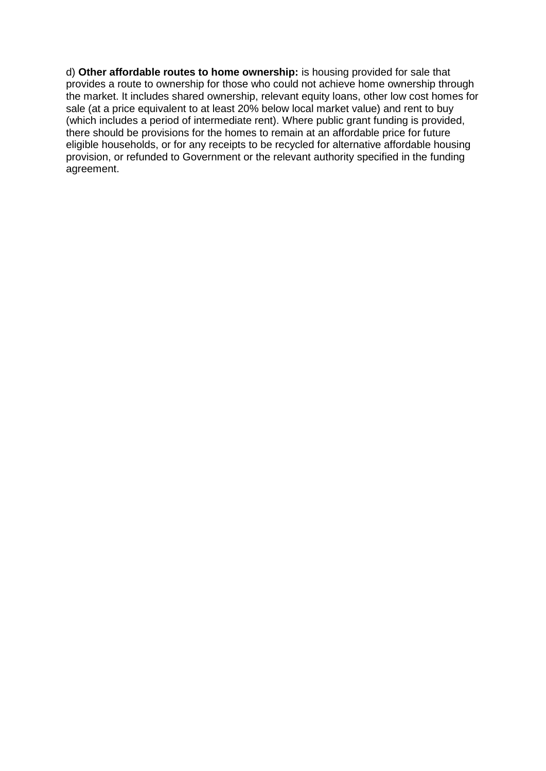d) **Other affordable routes to home ownership:** is housing provided for sale that provides a route to ownership for those who could not achieve home ownership through the market. It includes shared ownership, relevant equity loans, other low cost homes for sale (at a price equivalent to at least 20% below local market value) and rent to buy (which includes a period of intermediate rent). Where public grant funding is provided, there should be provisions for the homes to remain at an affordable price for future eligible households, or for any receipts to be recycled for alternative affordable housing provision, or refunded to Government or the relevant authority specified in the funding agreement.